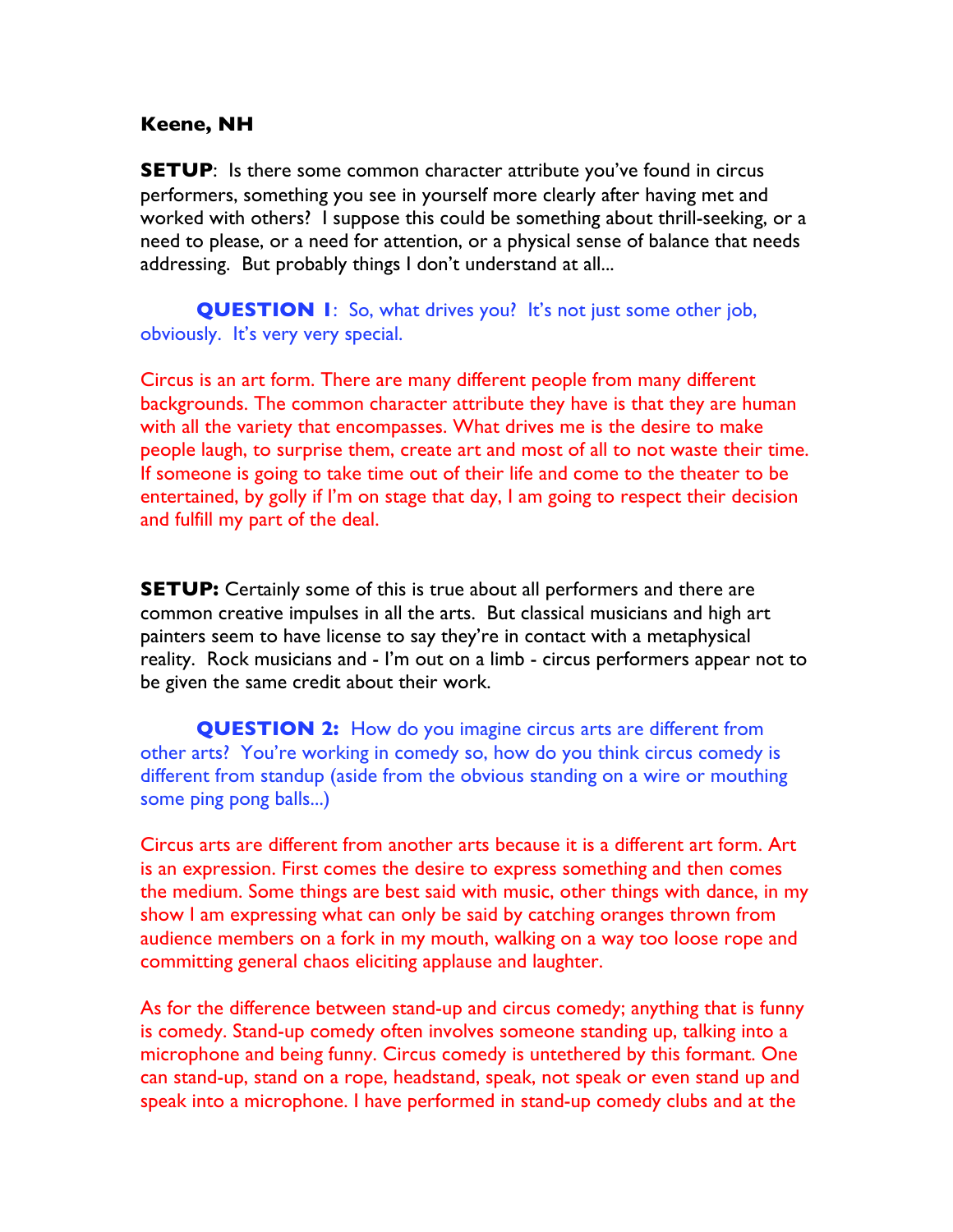**Keene, NH**

**SETUP**: Is there some common character attribute you've found in circus performers, something you see in yourself more clearly after having met and worked with others? I suppose this could be something about thrill-seeking, or a need to please, or a need for attention, or a physical sense of balance that needs addressing. But probably things I don't understand at all...

**QUESTION 1**: So, what drives you? It's not just some other job, obviously. It's very very special.

Circus is an art form. There are many different people from many different backgrounds. The common character attribute they have is that they are human with all the variety that encompasses. What drives me is the desire to make people laugh, to surprise them, create art and most of all to not waste their time. If someone is going to take time out of their life and come to the theater to be entertained, by golly if I'm on stage that day, I am going to respect their decision and fulfill my part of the deal.

**SETUP:** Certainly some of this is true about all performers and there are common creative impulses in all the arts. But classical musicians and high art painters seem to have license to say they're in contact with a metaphysical reality. Rock musicians and - I'm out on a limb - circus performers appear not to be given the same credit about their work.

**QUESTION 2:** How do you imagine circus arts are different from other arts? You're working in comedy so, how do you think circus comedy is different from standup (aside from the obvious standing on a wire or mouthing some ping pong balls...)

Circus arts are different from another arts because it is a different art form. Art is an expression. First comes the desire to express something and then comes the medium. Some things are best said with music, other things with dance, in my show I am expressing what can only be said by catching oranges thrown from audience members on a fork in my mouth, walking on a way too loose rope and committing general chaos eliciting applause and laughter.

As for the difference between stand-up and circus comedy; anything that is funny is comedy. Stand-up comedy often involves someone standing up, talking into a microphone and being funny. Circus comedy is untethered by this formant. One can stand-up, stand on a rope, headstand, speak, not speak or even stand up and speak into a microphone. I have performed in stand-up comedy clubs and at the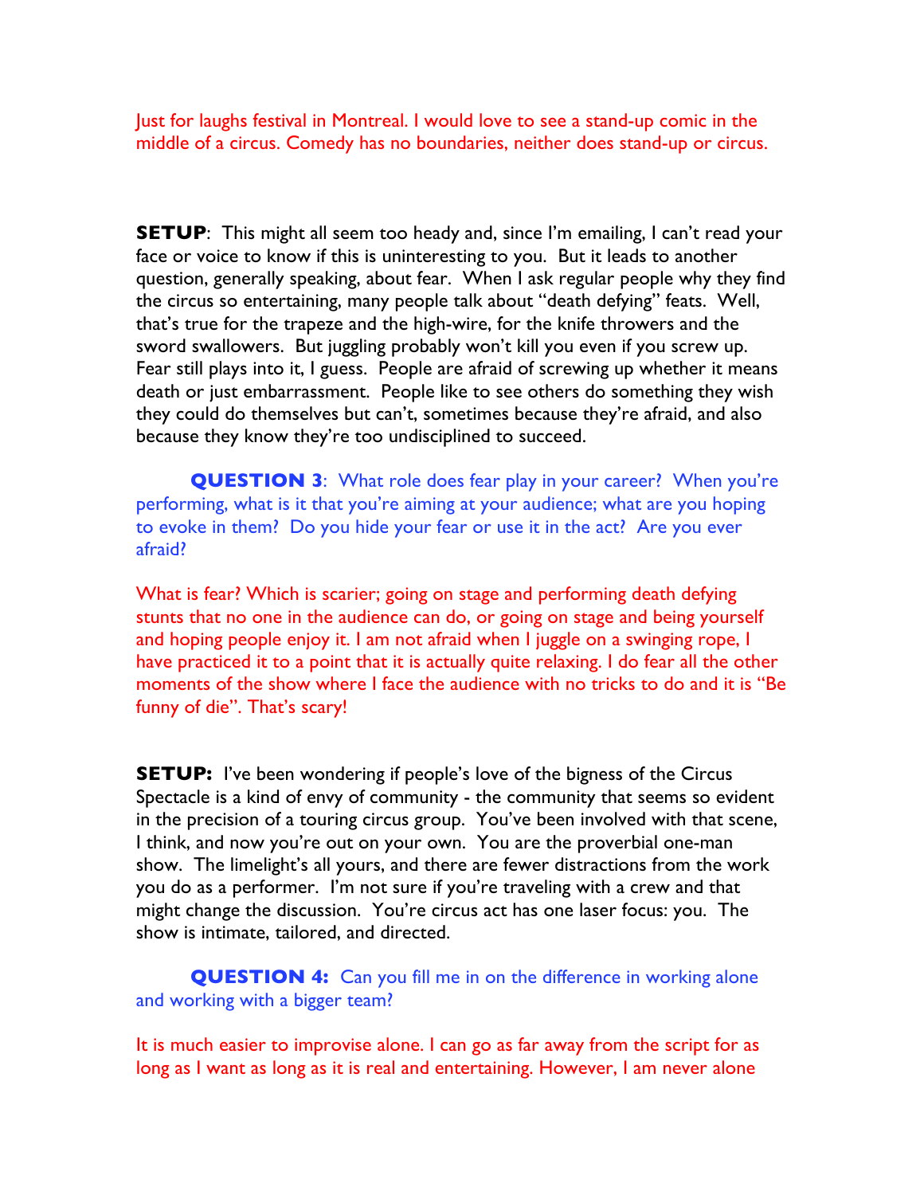Just for laughs festival in Montreal. I would love to see a stand-up comic in the middle of a circus. Comedy has no boundaries, neither does stand-up or circus.

**SETUP**: This might all seem too heady and, since I'm emailing, I can't read your face or voice to know if this is uninteresting to you. But it leads to another question, generally speaking, about fear. When I ask regular people why they find the circus so entertaining, many people talk about "death defying" feats. Well, that's true for the trapeze and the high-wire, for the knife throwers and the sword swallowers. But juggling probably won't kill you even if you screw up. Fear still plays into it, I guess. People are afraid of screwing up whether it means death or just embarrassment. People like to see others do something they wish they could do themselves but can't, sometimes because they're afraid, and also because they know they're too undisciplined to succeed.

**QUESTION 3**: What role does fear play in your career? When you're performing, what is it that you're aiming at your audience; what are you hoping to evoke in them? Do you hide your fear or use it in the act? Are you ever afraid?

What is fear? Which is scarier; going on stage and performing death defying stunts that no one in the audience can do, or going on stage and being yourself and hoping people enjoy it. I am not afraid when I juggle on a swinging rope, I have practiced it to a point that it is actually quite relaxing. I do fear all the other moments of the show where I face the audience with no tricks to do and it is "Be funny of die". That's scary!

**SETUP:** I've been wondering if people's love of the bigness of the Circus Spectacle is a kind of envy of community - the community that seems so evident in the precision of a touring circus group. You've been involved with that scene, I think, and now you're out on your own. You are the proverbial one-man show. The limelight's all yours, and there are fewer distractions from the work you do as a performer. I'm not sure if you're traveling with a crew and that might change the discussion. You're circus act has one laser focus: you. The show is intimate, tailored, and directed.

**QUESTION 4:** Can you fill me in on the difference in working alone and working with a bigger team?

It is much easier to improvise alone. I can go as far away from the script for as long as I want as long as it is real and entertaining. However, I am never alone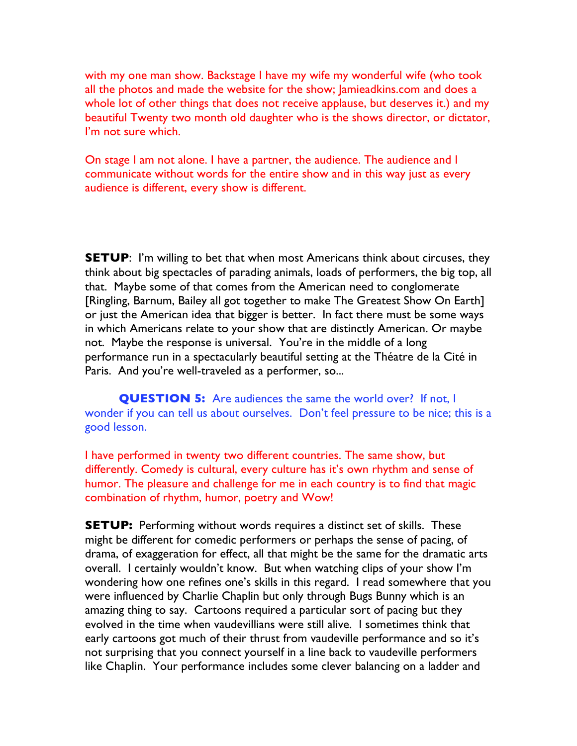with my one man show. Backstage I have my wife my wonderful wife (who took all the photos and made the website for the show; Jamieadkins.com and does a whole lot of other things that does not receive applause, but deserves it.) and my beautiful Twenty two month old daughter who is the shows director, or dictator, I'm not sure which.

On stage I am not alone. I have a partner, the audience. The audience and I communicate without words for the entire show and in this way just as every audience is different, every show is different.

**SETUP**: I'm willing to bet that when most Americans think about circuses, they think about big spectacles of parading animals, loads of performers, the big top, all that. Maybe some of that comes from the American need to conglomerate [Ringling, Barnum, Bailey all got together to make The Greatest Show On Earth] or just the American idea that bigger is better. In fact there must be some ways in which Americans relate to your show that are distinctly American. Or maybe not. Maybe the response is universal. You're in the middle of a long performance run in a spectacularly beautiful setting at the Théatre de la Cité in Paris. And you're well-traveled as a performer, so...

**QUESTION 5:** Are audiences the same the world over? If not, I wonder if you can tell us about ourselves. Don't feel pressure to be nice; this is a good lesson.

I have performed in twenty two different countries. The same show, but differently. Comedy is cultural, every culture has it's own rhythm and sense of humor. The pleasure and challenge for me in each country is to find that magic combination of rhythm, humor, poetry and Wow!

**SETUP:** Performing without words requires a distinct set of skills. These might be different for comedic performers or perhaps the sense of pacing, of drama, of exaggeration for effect, all that might be the same for the dramatic arts overall. I certainly wouldn't know. But when watching clips of your show I'm wondering how one refines one's skills in this regard. I read somewhere that you were influenced by Charlie Chaplin but only through Bugs Bunny which is an amazing thing to say. Cartoons required a particular sort of pacing but they evolved in the time when vaudevillians were still alive. I sometimes think that early cartoons got much of their thrust from vaudeville performance and so it's not surprising that you connect yourself in a line back to vaudeville performers like Chaplin. Your performance includes some clever balancing on a ladder and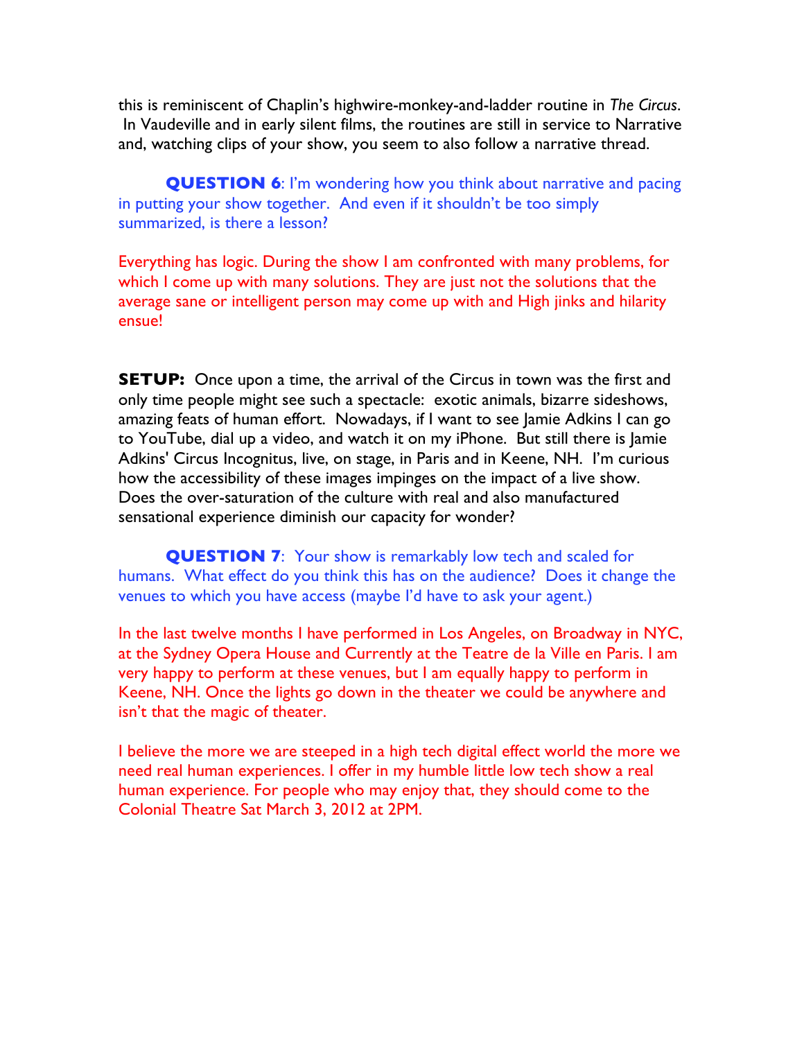this is reminiscent of Chaplin's highwire-monkey-and-ladder routine in *The Circus*. In Vaudeville and in early silent films, the routines are still in service to Narrative and, watching clips of your show, you seem to also follow a narrative thread.

**QUESTION 6**: I'm wondering how you think about narrative and pacing in putting your show together. And even if it shouldn't be too simply summarized, is there a lesson?

Everything has logic. During the show I am confronted with many problems, for which I come up with many solutions. They are just not the solutions that the average sane or intelligent person may come up with and High jinks and hilarity ensue!

**SETUP:** Once upon a time, the arrival of the Circus in town was the first and only time people might see such a spectacle: exotic animals, bizarre sideshows, amazing feats of human effort. Nowadays, if I want to see Jamie Adkins I can go to YouTube, dial up a video, and watch it on my iPhone. But still there is Jamie Adkins' Circus Incognitus, live, on stage, in Paris and in Keene, NH. I'm curious how the accessibility of these images impinges on the impact of a live show. Does the over-saturation of the culture with real and also manufactured sensational experience diminish our capacity for wonder?

**QUESTION 7**: Your show is remarkably low tech and scaled for humans. What effect do you think this has on the audience? Does it change the venues to which you have access (maybe I'd have to ask your agent.)

In the last twelve months I have performed in Los Angeles, on Broadway in NYC, at the Sydney Opera House and Currently at the Teatre de la Ville en Paris. I am very happy to perform at these venues, but I am equally happy to perform in Keene, NH. Once the lights go down in the theater we could be anywhere and isn't that the magic of theater.

I believe the more we are steeped in a high tech digital effect world the more we need real human experiences. I offer in my humble little low tech show a real human experience. For people who may enjoy that, they should come to the Colonial Theatre Sat March 3, 2012 at 2PM.